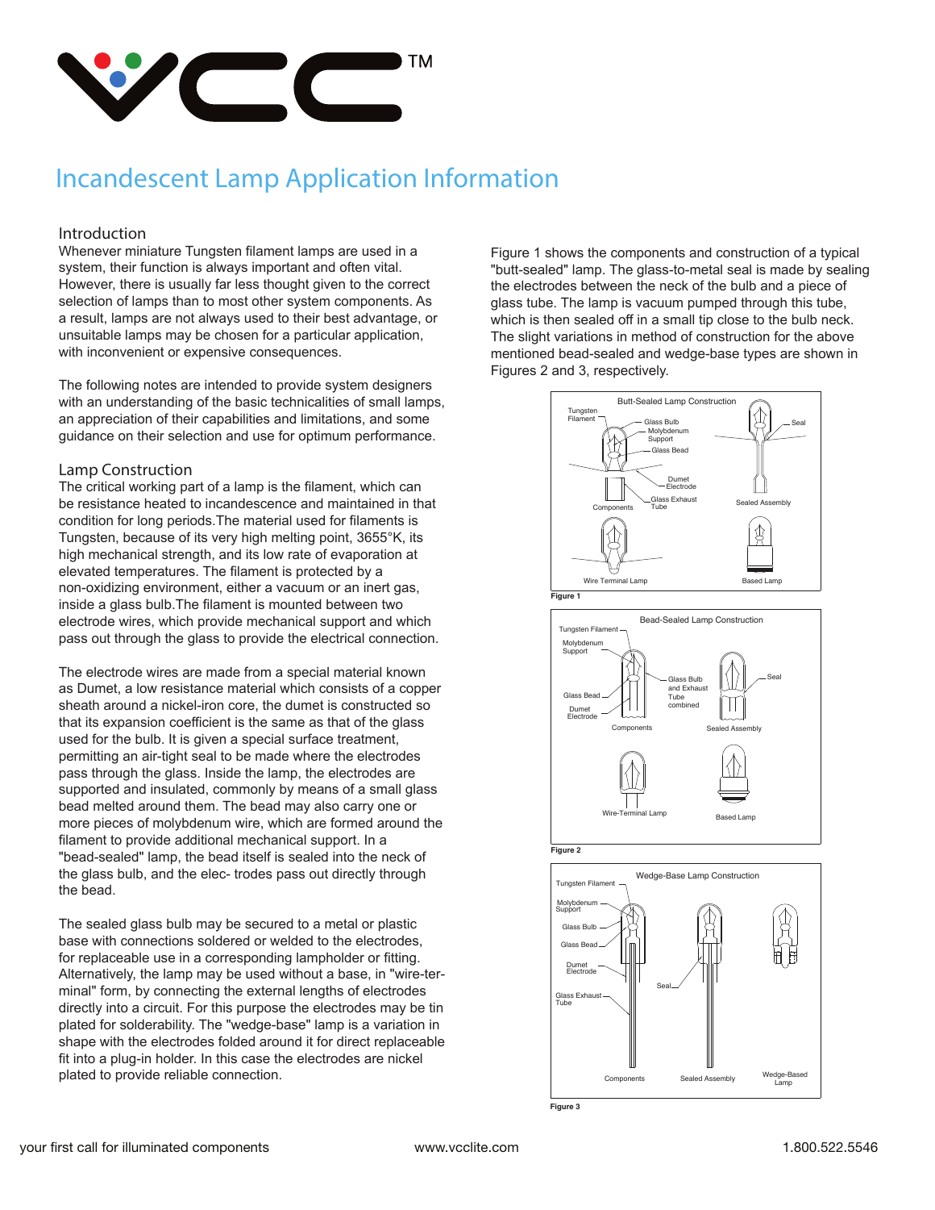# Incandescent Lamp Application Information

## Introduction

Whenever miniature Tungsten filament lamps are used in a system, their function is always important and often vital. However, there is usually far less thought given to the correct selection of lamps than to most other system components. As a result, lamps are not always used to their best advantage, or unsuitable lamps may be chosen for a particular application, with inconvenient or expensive consequences.

The following notes are intended to provide system designers with an understanding of the basic technicalities of small lamps, an appreciation of their capabilities and limitations, and some guidance on their selection and use for optimum performance.

## Lamp Construction

The critical working part of a lamp is the filament, which can be resistance heated to incandescence and maintained in that condition for long periods.The material used for filaments is Tungsten, because of its very high melting point, 3655°K, its high mechanical strength, and its low rate of evaporation at elevated temperatures. The filament is protected by a non-oxidizing environment, either a vacuum or an inert gas, inside a glass bulb.The filament is mounted between two electrode wires, which provide mechanical support and which pass out through the glass to provide the electrical connection.

The electrode wires are made from a special material known as Dumet, a low resistance material which consists of a copper sheath around a nickel-iron core, the dumet is constructed so that its expansion coefficient is the same as that of the glass used for the bulb. It is given a special surface treatment, permitting an air-tight seal to be made where the electrodes pass through the glass. Inside the lamp, the electrodes are supported and insulated, commonly by means of a small glass bead melted around them. The bead may also carry one or more pieces of molybdenum wire, which are formed around the filament to provide additional mechanical support. In a "bead-sealed" lamp, the bead itself is sealed into the neck of the glass bulb, and the elec- trodes pass out directly through the bead.

The sealed glass bulb may be secured to a metal or plastic base with connections soldered or welded to the electrodes, for replaceable use in a corresponding lampholder or fitting. Alternatively, the lamp may be used without a base, in "wire-terminal" form, by connecting the external lengths of electrodes directly into a circuit. For this purpose the electrodes may be tin plated for solderability. The "wedge-base" lamp is a variation in shape with the electrodes folded around it for direct replaceable fit into a plug-in holder. In this case the electrodes are nickel plated to provide reliable connection.

Figure 1 shows the components and construction of a typical "butt-sealed" lamp. The glass-to-metal seal is made by sealing the electrodes between the neck of the bulb and a piece of glass tube. The lamp is vacuum pumped through this tube, which is then sealed off in a small tip close to the bulb neck. The slight variations in method of construction for the above mentioned bead-sealed and wedge-base types are shown in Figures 2 and 3, respectively.

Butt-Sealed Lamp Construction — Tungsten Filament, Glass Bulb, Molybdenum Support, Glass Bead, Dumet Electrode, Glass Exhaust Tube, Components, Seal, Sealed Assembly, Wire Terminal Lamp, Based Lamp

**Figure 1**

Bead-Sealed Lamp Construction — Tungsten Filament, Molybdenum Support, Glass Bead, Dumet Electrode, Glass Bulb and Exhaust Tube combined, Components, Seal, Sealed Assembly, Wire-Terminal Lamp, Based Lamp

**Figure 2**

Wedge-Base Lamp Construction — Tungsten Filament, Molybdenum Support, Glass Bulb, Glass Bead, Dumet Electrode, Glass Exhaust Tube, Seal, Components, Sealed Assembly, Wedge-Based Lamp

**Figure 3**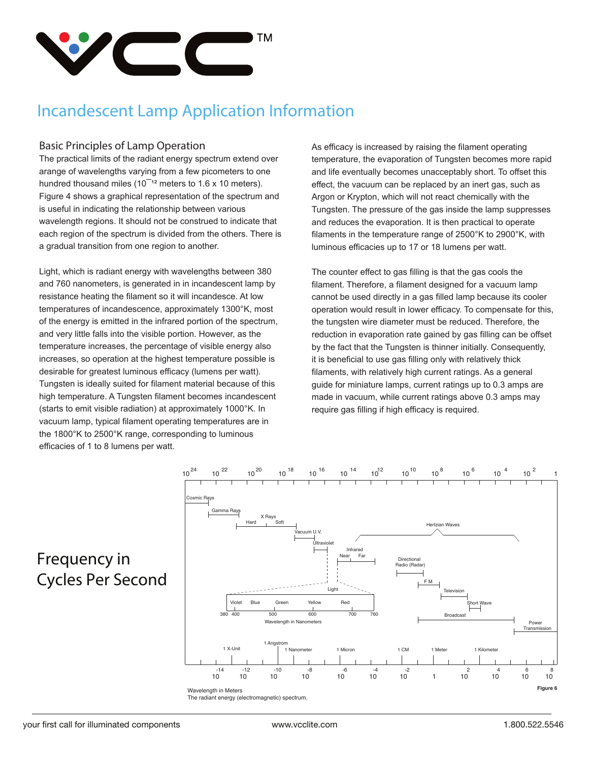# Incandescent Lamp Application Information

## Basic Principles of Lamp Operation

The practical limits of the radiant energy spectrum extend over arange of wavelengths varying from a few picometers to one hundred thousand miles ($10^{-12}$ meters to 1.6 x 10 meters). Figure 4 shows a graphical representation of the spectrum and is useful in indicating the relationship between various wavelength regions. It should not be construed to indicate that each region of the spectrum is divided from the others. There is a gradual transition from one region to another.

Light, which is radiant energy with wavelengths between 380 and 760 nanometers, is generated in in incandescent lamp by resistance heating the filament so it will incandese. At low temperatures of incandescence, approximately 1300°K, most of the energy is emitted in the infrared portion of the spectrum, and very little falls into the visible portion. However, as the temperature increases, the percentage of visible energy also increases, so operation at the highest temperature possible is desirable for greatest luminous efficacy (lumens per watt). Tungsten is ideally suited for filament material because of this high temperature. A Tungsten filament becomes incandescent (starts to emit visible radiation) at approximately 1000°K. In vacuum lamp, typical filament operating temperatures are in the 1800°K to 2500°K range, corresponding to luminous efficacies of 1 to 8 lumens per watt.

As efficacy is increased by raising the filament operating temperature, the evaporation of Tungsten becomes more rapid and life eventually becomes unacceptably short. To offset this effect, the vacuum can be replaced by an inert gas, such as Argon or Krypton, which will not react chemically with the Tungsten. The pressure of the gas inside the lamp suppresses and reduces the evaporation. It is then practical to operate filaments in the temperature range of 2500°K to 2900°K, with luminous efficacies up to 17 or 18 lumens per watt.

The counter effect to gas filling is that the gas cools the filament. Therefore, a filament designed for a vacuum lamp cannot be used directly in a gas filled lamp because its cooler operation would result in lower efficacy. To compensate for this, the tungsten wire diameter must be reduced. Therefore, the reduction in evaporation rate gained by gas filling can be offset by the fact that the Tungsten is thinner initially. Consequently, it is beneficial to use gas filling only with relatively thick filaments, with relatively high current ratings. As a general guide for miniature lamps, current ratings up to 0.3 amps are made in vacuum, while current ratings above 0.3 amps may require gas filling if high efficacy is required.

Frequency in Cycles Per Second

Wavelength in Meters

The radiant energy (electromagnetic) spectrum.

Figure 6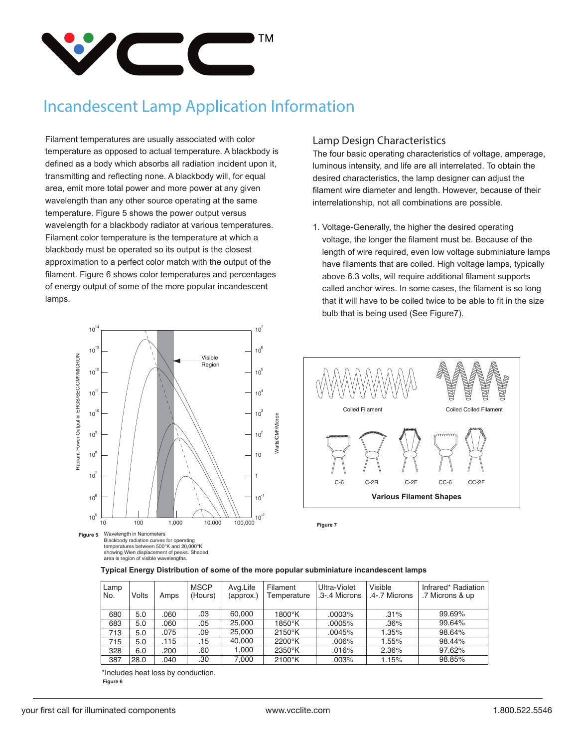# Incandescent Lamp Application Information

Filament temperatures are usually associated with color temperature as opposed to actual temperature. A blackbody is defined as a body which absorbs all radiation incident upon it, transmitting and reflecting none. A blackbody will, for equal area, emit more total power and more power at any given wavelength than any other source operating at the same temperature. Figure 5 shows the power output versus wavelength for a blackbody radiator at various temperatures. Filament color temperature is the temperature at which a blackbody must be operated so its output is the closest approximation to a perfect color match with the output of the filament. Figure 6 shows color temperatures and percentages of energy output of some of the more popular incandescent lamps.

## Lamp Design Characteristics

The four basic operating characteristics of voltage, amperage, luminous intensity, and life are all interrelated. To obtain the desired characteristics, the lamp designer can adjust the filament wire diameter and length. However, because of their interrelationship, not all combinations are possible.

1. Voltage-Generally, the higher the desired operating voltage, the longer the filament must be. Because of the length of wire required, even low voltage subminiature lamps have filaments that are coiled. High voltage lamps, typically above 6.3 volts, will require additional filament supports called anchor wires. In some cases, the filament is so long that it will have to be coiled twice to be able to fit in the size bulb that is being used (See Figure7).

**Figure 5** Wavelength in Nanometers
Blackbody radiation curves for operating temperatures between 500°K and 20,000°K showing Wien displacement of peaks. Shaded area is region of visible wavelengths.

Coiled Filament — Coiled Coiled Filament

C-6, C-2R, C-2F, CC-6, CC-2F

**Various Filament Shapes**

**Figure 7**

**Typical Energy Distribution of some of the more popular subminiature incandescent lamps**

| Lamp No. | Volts | Amps | MSCP (Hours) | Avg.Life (approx.) | Filament Temperature | Ultra-Violet .3-.4 Microns | Visible .4-.7 Microns | Infrared* Radiation .7 Microns & up |
|---|---|---|---|---|---|---|---|---|
| 680 | 5.0 | .060 | .03 | 60,000 | 1800°K | .0003% | .31% | 99.69% |
| 683 | 5.0 | .060 | .05 | 25,000 | 1850°K | .0005% | .36% | 99.64% |
| 713 | 5.0 | .075 | .09 | 25,000 | 2150°K | .0045% | 1.35% | 98.64% |
| 715 | 5.0 | .115 | .15 | 40,000 | 2200°K | .006% | 1.55% | 98.44% |
| 328 | 6.0 | .200 | .60 | 1,000 | 2350°K | .016% | 2.36% | 97.62% |
| 387 | 28.0 | .040 | .30 | 7,000 | 2100°K | .003% | 1.15% | 98.85% |

*Includes heat loss by conduction.

**Figure 6**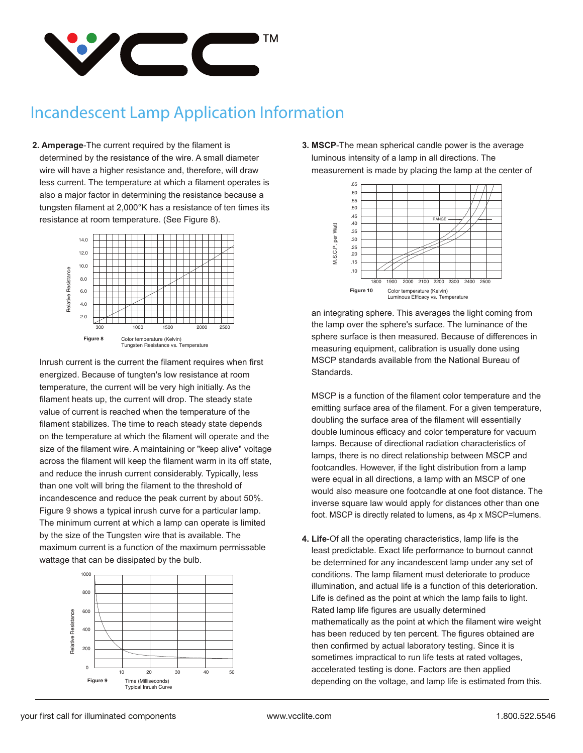# Incandescent Lamp Application Information

**2. Amperage**-The current required by the filament is determined by the resistance of the wire. A small diameter wire will have a higher resistance and, therefore, will draw less current. The temperature at which a filament operates is also a major factor in determining the resistance because a tungsten filament at 2,000°K has a resistance of ten times its resistance at room temperature. (See Figure 8).

**Figure 8** Color temperature (Kelvin)
Tungsten Resistance vs. Temperature

Inrush current is the current the filament requires when first energized. Because of tungten's low resistance at room temperature, the current will be very high initially. As the filament heats up, the current will drop. The steady state value of current is reached when the temperature of the filament stabilizes. The time to reach steady state depends on the temperature at which the filament will operate and the size of the filament wire. A maintaining or "keep alive" voltage across the filament will keep the filament warm in its off state, and reduce the inrush current considerably. Typically, less than one volt will bring the filament to the threshold of incandescence and reduce the peak current by about 50%. Figure 9 shows a typical inrush curve for a particular lamp. The minimum current at which a lamp can operate is limited by the size of the Tungsten wire that is available. The maximum current is a function of the maximum permissable wattage that can be dissipated by the bulb.

**Figure 9** Time (Milliseconds)
Typical Inrush Curve

**3. MSCP**-The mean spherical candle power is the average luminous intensity of a lamp in all directions. The measurement is made by placing the lamp at the center of an integrating sphere. This averages the light coming from the lamp over the sphere's surface. The luminance of the sphere surface is then measured. Because of differences in measuring equipment, calibration is usually done using MSCP standards available from the National Bureau of Standards.

**Figure 10** Color temperature (Kelvin)
Luminous Efficacy vs. Temperature

MSCP is a function of the filament color temperature and the emitting surface area of the filament. For a given temperature, doubling the surface area of the filament will essentially double luminous efficacy and color temperature for vacuum lamps. Because of directional radiation characteristics of lamps, there is no direct relationship between MSCP and footcandles. However, if the light distribution from a lamp were equal in all directions, a lamp with an MSCP of one would also measure one footcandle at one foot distance. The inverse square law would apply for distances other than one foot. MSCP is directly related to lumens, as 4p x MSCP=lumens.

**4. Life**-Of all the operating characteristics, lamp life is the least predictable. Exact life performance to burnout cannot be determined for any incandescent lamp under any set of conditions. The lamp filament must deteriorate to produce illumination, and actual life is a function of this deterioration. Life is defined as the point at which the lamp fails to light. Rated lamp life figures are usually determined mathematically as the point at which the filament wire weight has been reduced by ten percent. The figures obtained are then confirmed by actual laboratory testing. Since it is sometimes impractical to run life tests at rated voltages, accelerated testing is done. Factors are then applied depending on the voltage, and lamp life is estimated from this.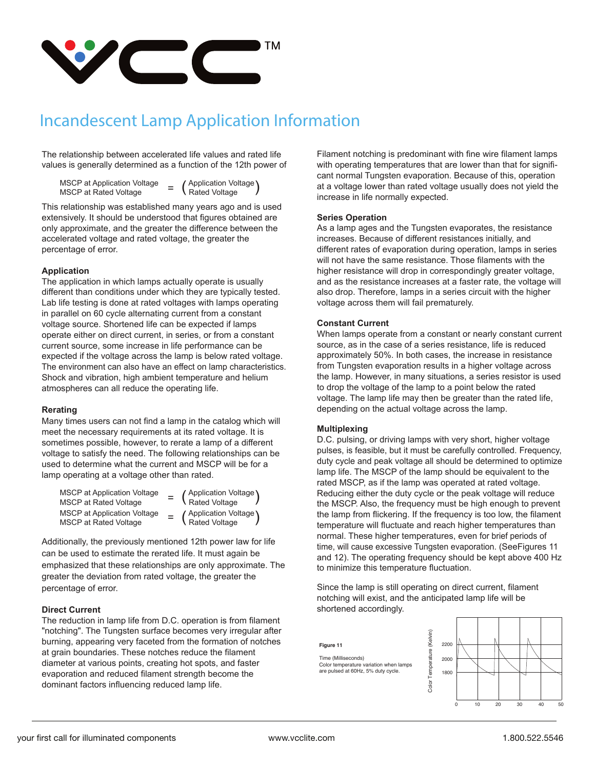# Incandescent Lamp Application Information

The relationship between accelerated life values and rated life values is generally determined as a function of the 12th power of

$$\frac{\text{MSCP at Application Voltage}}{\text{MSCP at Rated Voltage}} = \left(\frac{\text{Application Voltage}}{\text{Rated Voltage}}\right)$$

This relationship was established many years ago and is used extensively. It should be understood that figures obtained are only approximate, and the greater the difference between the accelerated voltage and rated voltage, the greater the percentage of error.

**Application**

The application in which lamps actually operate is usually different than conditions under which they are typically tested. Lab life testing is done at rated voltages with lamps operating in parallel on 60 cycle alternating current from a constant voltage source. Shortened life can be expected if lamps operate either on direct current, in series, or from a constant current source, some increase in life performance can be expected if the voltage across the lamp is below rated voltage. The environment can also have an effect on lamp characteristics. Shock and vibration, high ambient temperature and helium atmospheres can all reduce the operating life.

**Rerating**

Many times users can not find a lamp in the catalog which will meet the necessary requirements at its rated voltage. It is sometimes possible, however, to rerate a lamp of a different voltage to satisfy the need. The following relationships can be used to determine what the current and MSCP will be for a lamp operating at a voltage other than rated.

$$\frac{\text{MSCP at Application Voltage}}{\text{MSCP at Rated Voltage}} = \left(\frac{\text{Application Voltage}}{\text{Rated Voltage}}\right)$$

$$\frac{\text{MSCP at Application Voltage}}{\text{MSCP at Rated Voltage}} = \left(\frac{\text{Application Voltage}}{\text{Rated Voltage}}\right)$$

Additionally, the previously mentioned 12th power law for life can be used to estimate the rerated life. It must again be emphasized that these relationships are only approximate. The greater the deviation from rated voltage, the greater the percentage of error.

**Direct Current**

The reduction in lamp life from D.C. operation is from filament "notching". The Tungsten surface becomes very irregular after burning, appearing very faceted from the formation of notches at grain boundaries. These notches reduce the filament diameter at various points, creating hot spots, and faster evaporation and reduced filament strength become the dominant factors influencing reduced lamp life.

Filament notching is predominant with fine wire filament lamps with operating temperatures that are lower than that for significant normal Tungsten evaporation. Because of this, operation at a voltage lower than rated voltage usually does not yield the increase in life normally expected.

**Series Operation**

As a lamp ages and the Tungsten evaporates, the resistance increases. Because of different resistances initially, and different rates of evaporation during operation, lamps in series will not have the same resistance. Those filaments with the higher resistance will drop in correspondingly greater voltage, and as the resistance increases at a faster rate, the voltage will also drop. Therefore, lamps in a series circuit with the higher voltage across them will fail prematurely.

**Constant Current**

When lamps operate from a constant or nearly constant current source, as in the case of a series resistance, life is reduced approximately 50%. In both cases, the increase in resistance from Tungsten evaporation results in a higher voltage across the lamp. However, in many situations, a series resistor is used to drop the voltage of the lamp to a point below the rated voltage. The lamp life may then be greater than the rated life, depending on the actual voltage across the lamp.

**Multiplexing**

D.C. pulsing, or driving lamps with very short, higher voltage pulses, is feasible, but it must be carefully controlled. Frequency, duty cycle and peak voltage all should be determined to optimize lamp life. The MSCP of the lamp should be equivalent to the rated MSCP, as if the lamp was operated at rated voltage. Reducing either the duty cycle or the peak voltage will reduce the MSCP. Also, the frequency must be high enough to prevent the lamp from flickering. If the frequency is too low, the filament temperature will fluctuate and reach higher temperatures than normal. These higher temperatures, even for brief periods of time, will cause excessive Tungsten evaporation. (SeeFigures 11 and 12). The operating frequency should be kept above 400 Hz to minimize this temperature fluctuation.

Since the lamp is still operating on direct current, filament notching will exist, and the anticipated lamp life will be shortened accordingly.

**Figure 11**

Time (Milliseconds)
Color temperature variation when lamps are pulsed at 60Hz, 5% duty cycle.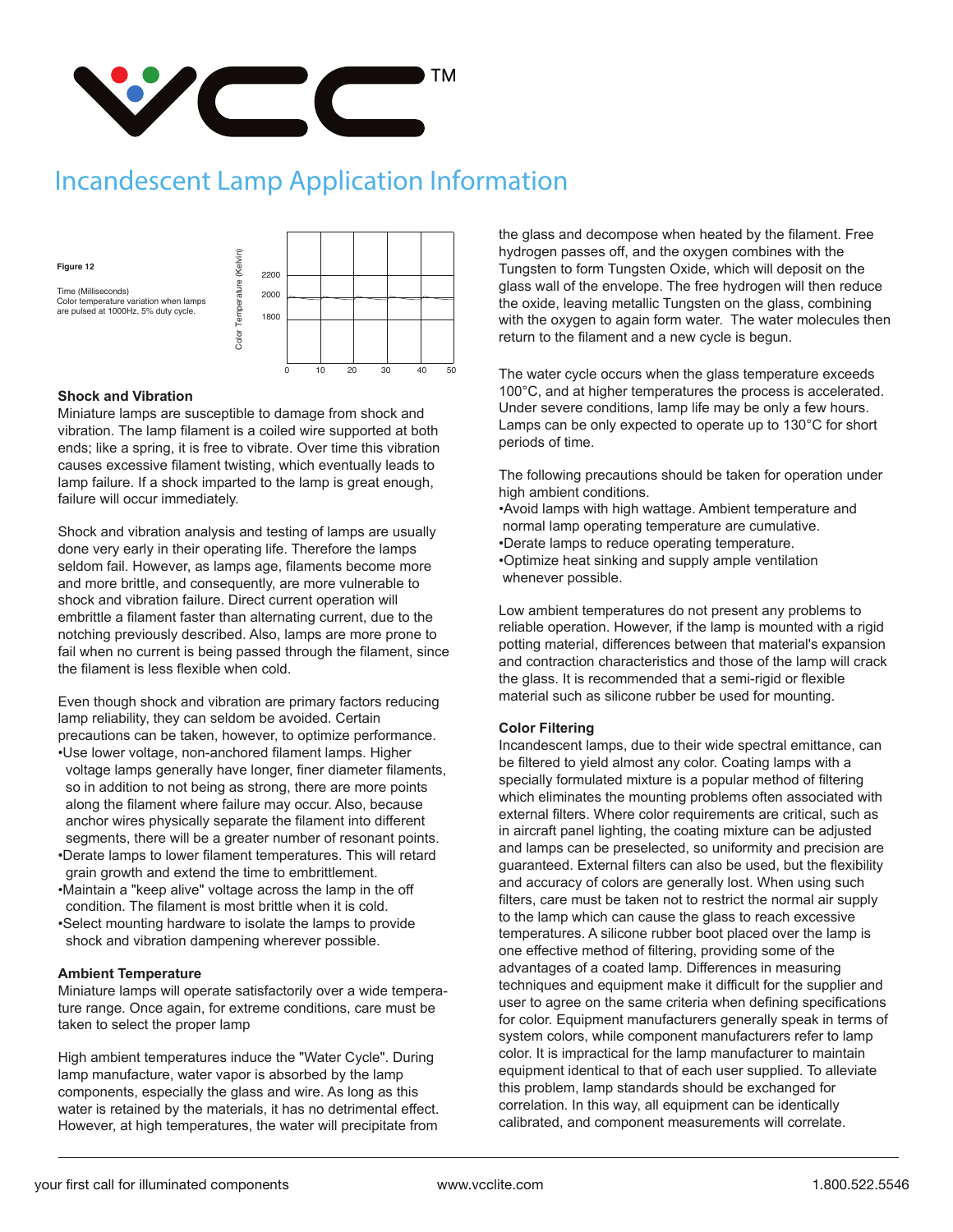# Incandescent Lamp Application Information

**Figure 12**

Time (Milliseconds)
Color temperature variation when lamps are pulsed at 1000Hz, 5% duty cycle.

Color Temperature (Kelvin)

2200
2000
1800

0 10 20 30 40 50

### Shock and Vibration

Miniature lamps are susceptible to damage from shock and vibration. The lamp filament is a coiled wire supported at both ends; like a spring, it is free to vibrate. Over time this vibration causes excessive filament twisting, which eventually leads to lamp failure. If a shock imparted to the lamp is great enough, failure will occur immediately.

Shock and vibration analysis and testing of lamps are usually done very early in their operating life. Therefore the lamps seldom fail. However, as lamps age, filaments become more and more brittle, and consequently, are more vulnerable to shock and vibration failure. Direct current operation will embrittle a filament faster than alternating current, due to the notching previously described. Also, lamps are more prone to fail when no current is being passed through the filament, since the filament is less flexible when cold.

Even though shock and vibration are primary factors reducing lamp reliability, they can seldom be avoided. Certain precautions can be taken, however, to optimize performance.

- Use lower voltage, non-anchored filament lamps. Higher voltage lamps generally have longer, finer diameter filaments, so in addition to not being as strong, there are more points along the filament where failure may occur. Also, because anchor wires physically separate the filament into different segments, there will be a greater number of resonant points.
- Derate lamps to lower filament temperatures. This will retard grain growth and extend the time to embrittlement.
- Maintain a "keep alive" voltage across the lamp in the off condition. The filament is most brittle when it is cold.
- Select mounting hardware to isolate the lamps to provide shock and vibration dampening wherever possible.

### Ambient Temperature

Miniature lamps will operate satisfactorily over a wide temperature range. Once again, for extreme conditions, care must be taken to select the proper lamp

High ambient temperatures induce the "Water Cycle". During lamp manufacture, water vapor is absorbed by the lamp components, especially the glass and wire. As long as this water is retained by the materials, it has no detrimental effect. However, at high temperatures, the water will precipitate from the glass and decompose when heated by the filament. Free hydrogen passes off, and the oxygen combines with the Tungsten to form Tungsten Oxide, which will deposit on the glass wall of the envelope. The free hydrogen will then reduce the oxide, leaving metallic Tungsten on the glass, combining with the oxygen to again form water. The water molecules then return to the filament and a new cycle is begun.

The water cycle occurs when the glass temperature exceeds 100°C, and at higher temperatures the process is accelerated. Under severe conditions, lamp life may be only a few hours. Lamps can be only expected to operate up to 130°C for short periods of time.

The following precautions should be taken for operation under high ambient conditions.

- Avoid lamps with high wattage. Ambient temperature and normal lamp operating temperature are cumulative.
- Derate lamps to reduce operating temperature.
- Optimize heat sinking and supply ample ventilation whenever possible.

Low ambient temperatures do not present any problems to reliable operation. However, if the lamp is mounted with a rigid potting material, differences between that material's expansion and contraction characteristics and those of the lamp will crack the glass. It is recommended that a semi-rigid or flexible material such as silicone rubber be used for mounting.

### Color Filtering

Incandescent lamps, due to their wide spectral emittance, can be filtered to yield almost any color. Coating lamps with a specially formulated mixture is a popular method of filtering which eliminates the mounting problems often associated with external filters. Where color requirements are critical, such as in aircraft panel lighting, the coating mixture can be adjusted and lamps can be preselected, so uniformity and precision are guaranteed. External filters can also be used, but the flexibility and accuracy of colors are generally lost. When using such filters, care must be taken not to restrict the normal air supply to the lamp which can cause the glass to reach excessive temperatures. A silicone rubber boot placed over the lamp is one effective method of filtering, providing some of the advantages of a coated lamp. Differences in measuring techniques and equipment make it difficult for the supplier and user to agree on the same criteria when defining specifications for color. Equipment manufacturers generally speak in terms of system colors, while component manufacturers refer to lamp color. It is impractical for the lamp manufacturer to maintain equipment identical to that of each user supplied. To alleviate this problem, lamp standards should be exchanged for correlation. In this way, all equipment can be identically calibrated, and component measurements will correlate.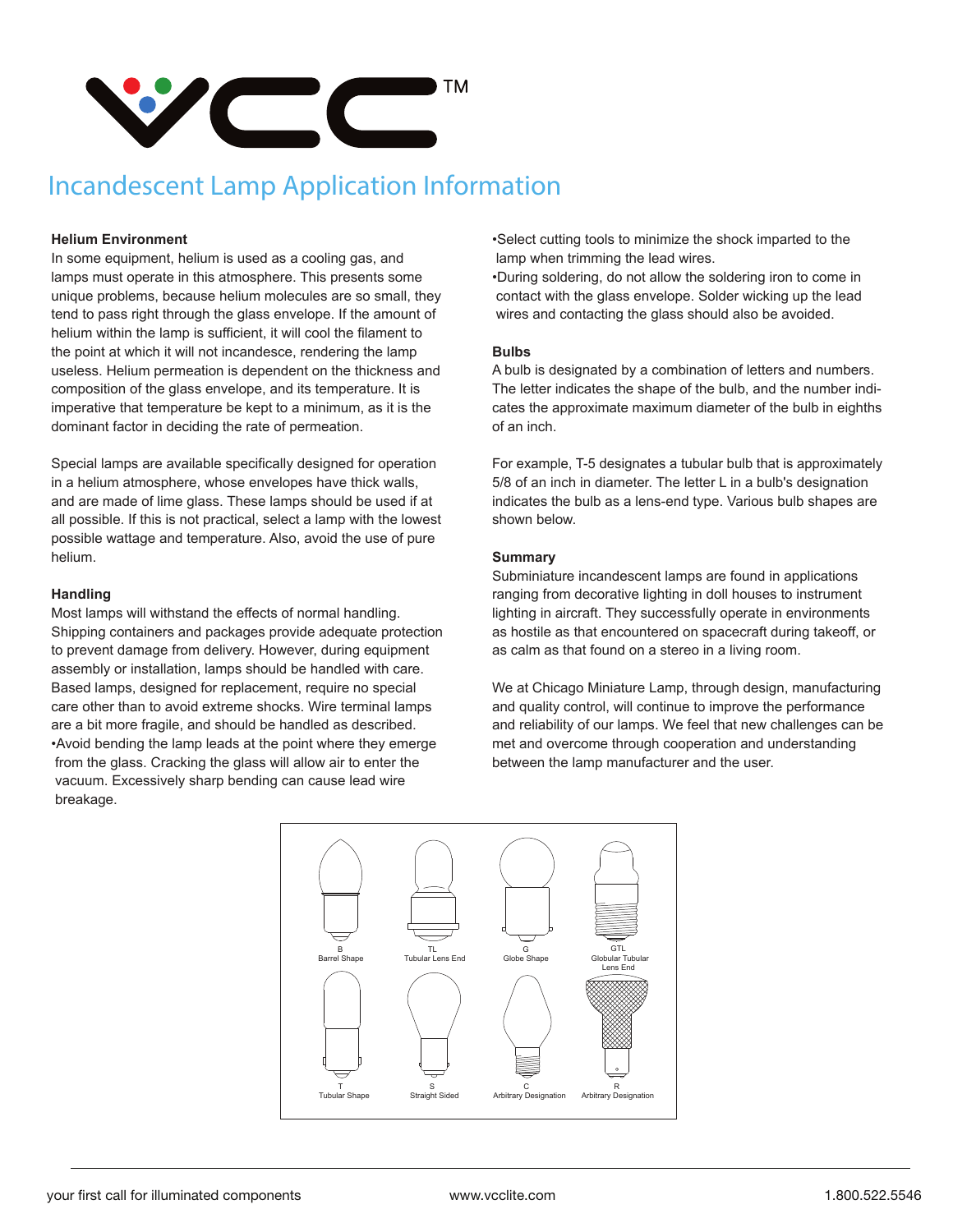# Incandescent Lamp Application Information

### Helium Environment

In some equipment, helium is used as a cooling gas, and lamps must operate in this atmosphere. This presents some unique problems, because helium molecules are so small, they tend to pass right through the glass envelope. If the amount of helium within the lamp is sufficient, it will cool the filament to the point at which it will not incandesce, rendering the lamp useless. Helium permeation is dependent on the thickness and composition of the glass envelope, and its temperature. It is imperative that temperature be kept to a minimum, as it is the dominant factor in deciding the rate of permeation.

Special lamps are available specifically designed for operation in a helium atmosphere, whose envelopes have thick walls, and are made of lime glass. These lamps should be used if at all possible. If this is not practical, select a lamp with the lowest possible wattage and temperature. Also, avoid the use of pure helium.

### Handling

Most lamps will withstand the effects of normal handling. Shipping containers and packages provide adequate protection to prevent damage from delivery. However, during equipment assembly or installation, lamps should be handled with care. Based lamps, designed for replacement, require no special care other than to avoid extreme shocks. Wire terminal lamps are a bit more fragile, and should be handled as described.

- Avoid bending the lamp leads at the point where they emerge from the glass. Cracking the glass will allow air to enter the vacuum. Excessively sharp bending can cause lead wire breakage.
- Select cutting tools to minimize the shock imparted to the lamp when trimming the lead wires.
- During soldering, do not allow the soldering iron to come in contact with the glass envelope. Solder wicking up the lead wires and contacting the glass should also be avoided.

### Bulbs

A bulb is designated by a combination of letters and numbers. The letter indicates the shape of the bulb, and the number indicates the approximate maximum diameter of the bulb in eighths of an inch.

For example, T-5 designates a tubular bulb that is approximately 5/8 of an inch in diameter. The letter L in a bulb's designation indicates the bulb as a lens-end type. Various bulb shapes are shown below.

### Summary

Subminiature incandescent lamps are found in applications ranging from decorative lighting in doll houses to instrument lighting in aircraft. They successfully operate in environments as hostile as that encountered on spacecraft during takeoff, or as calm as that found on a stereo in a living room.

We at Chicago Miniature Lamp, through design, manufacturing and quality control, will continue to improve the performance and reliability of our lamps. We feel that new challenges can be met and overcome through cooperation and understanding between the lamp manufacturer and the user.

B
Barrel Shape

TL
Tubular Lens End

G
Globe Shape

GTL
Globular Tubular Lens End

T
Tubular Shape

S
Straight Sided

C
Arbitrary Designation

R
Arbitrary Designation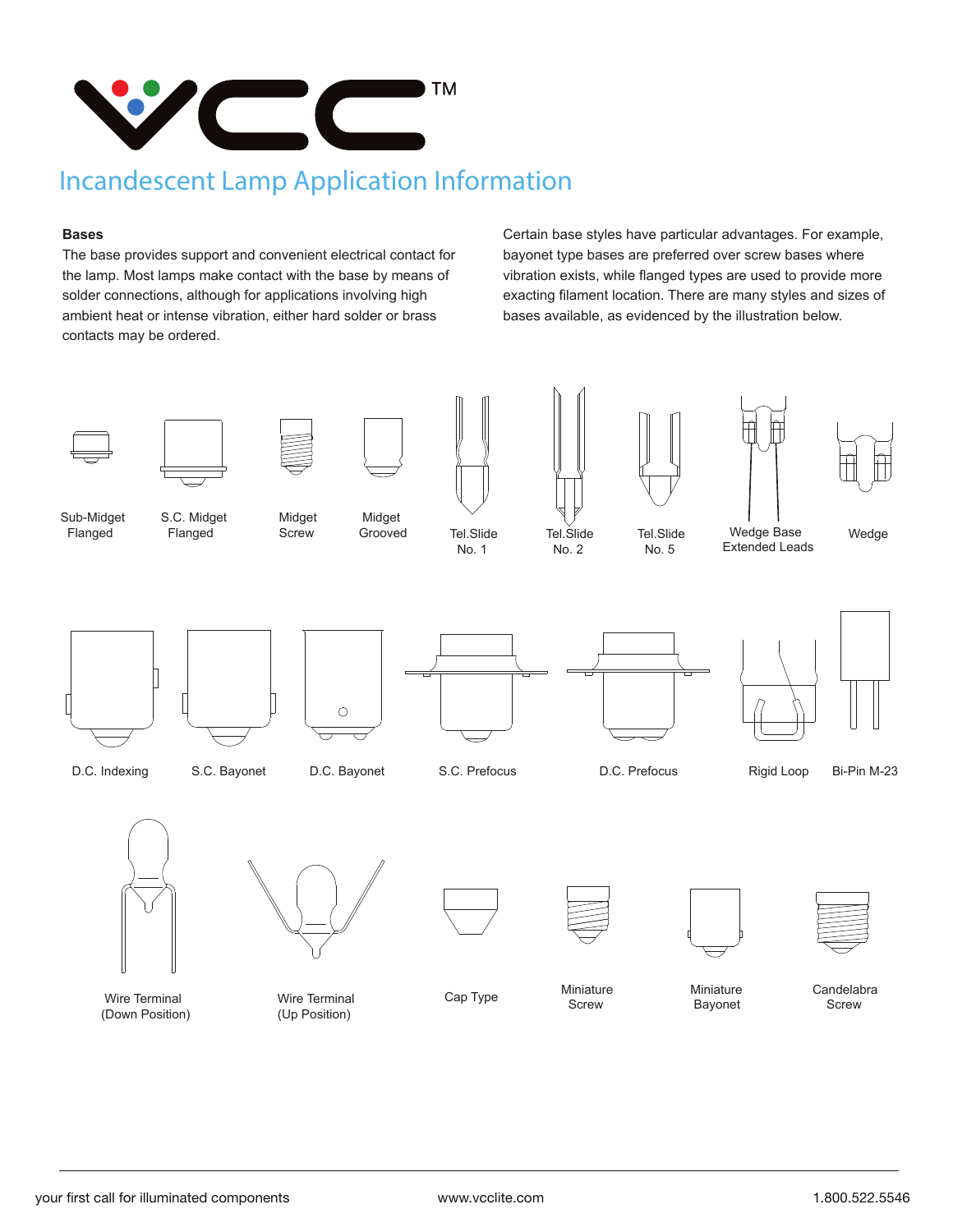# Incandescent Lamp Application Information

**Bases**

The base provides support and convenient electrical contact for the lamp. Most lamps make contact with the base by means of solder connections, although for applications involving high ambient heat or intense vibration, either hard solder or brass contacts may be ordered.

Certain base styles have particular advantages. For example, bayonet type bases are preferred over screw bases where vibration exists, while flanged types are used to provide more exacting filament location. There are many styles and sizes of bases available, as evidenced by the illustration below.

Sub-Midget Flanged

S.C. Midget Flanged

Midget Screw

Midget Grooved

Tel.Slide No. 1

Tel.Slide No. 2

Tel.Slide No. 5

Wedge Base Extended Leads

Wedge

D.C. Indexing

S.C. Bayonet

D.C. Bayonet

S.C. Prefocus

D.C. Prefocus

Rigid Loop

Bi-Pin M-23

Wire Terminal (Down Position)

Wire Terminal (Up Position)

Cap Type

Miniature Screw

Miniature Bayonet

Candelabra Screw

your first call for illuminated components www.vcclite.com 1.800.522.5546